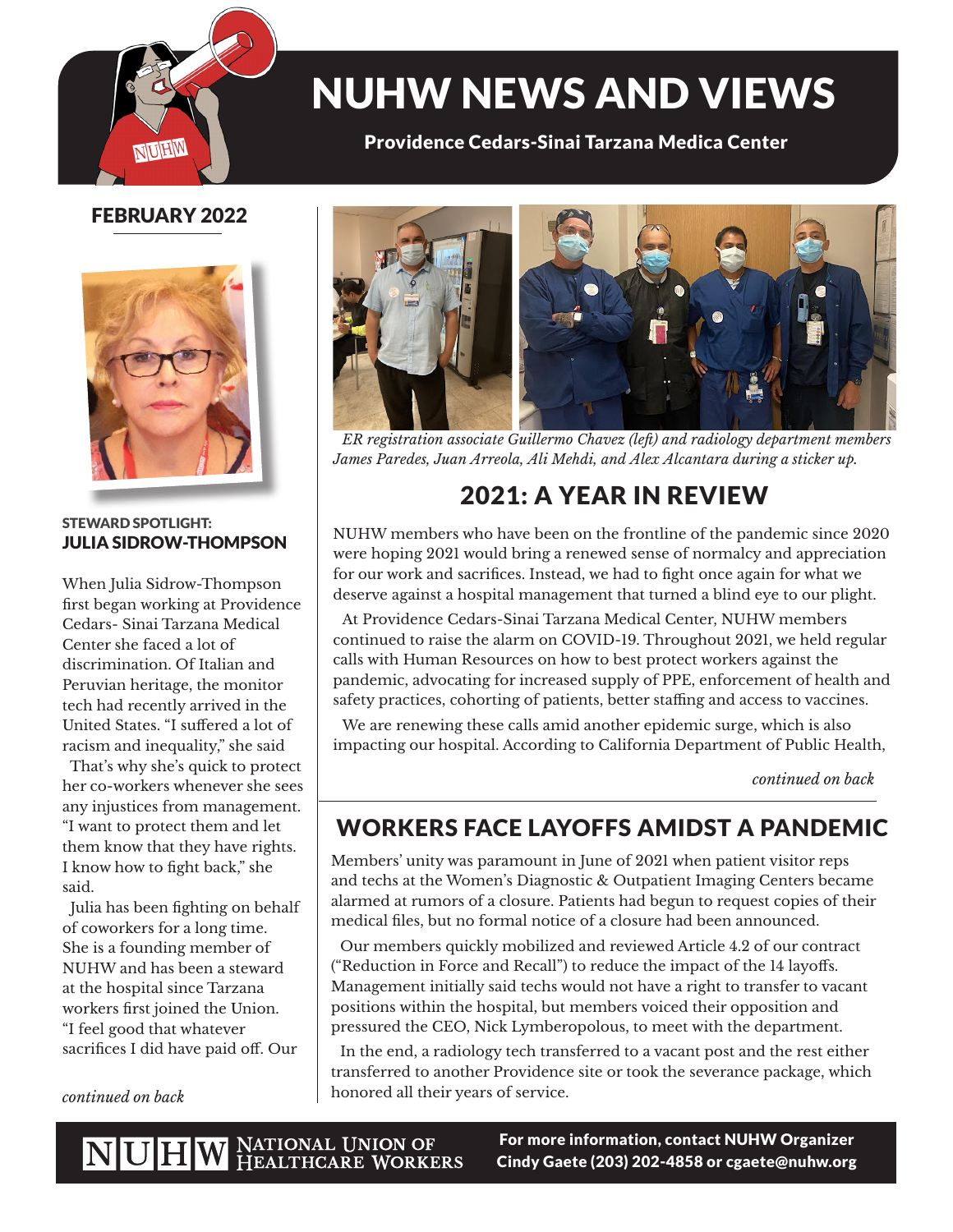# NUHW NEWS AND VIEWS

**Providence Cedars-Sinai Tarzana Medica Center**

## FEBRUARY 2022

### STEWARD SPOTLIGHT: JULIA SIDROW-THOMPSON

When Julia Sidrow-Thompson first began working at Providence Cedars- Sinai Tarzana Medical Center she faced a lot of discrimination. Of Italian and Peruvian heritage, the monitor tech had recently arrived in the United States. "I suffered a lot of racism and inequality," she said

That's why she's quick to protect her co-workers whenever she sees any injustices from management. "I want to protect them and let them know that they have rights. I know how to fight back," she said.

Julia has been fighting on behalf of coworkers for a long time. She is a founding member of NUHW and has been a steward at the hospital since Tarzana workers first joined the Union. "I feel good that whatever sacrifices I did have paid off. Our

*continued on back*

*ER registration associate Guillermo Chavez (left) and radiology department members James Paredes, Juan Arreola, Ali Mehdi, and Alex Alcantara during a sticker up.*

## 2021: A YEAR IN REVIEW

NUHW members who have been on the frontline of the pandemic since 2020 were hoping 2021 would bring a renewed sense of normalcy and appreciation for our work and sacrifices. Instead, we had to fight once again for what we deserve against a hospital management that turned a blind eye to our plight.

At Providence Cedars-Sinai Tarzana Medical Center, NUHW members continued to raise the alarm on COVID-19. Throughout 2021, we held regular calls with Human Resources on how to best protect workers against the pandemic, advocating for increased supply of PPE, enforcement of health and safety practices, cohorting of patients, better staffing and access to vaccines.

We are renewing these calls amid another epidemic surge, which is also impacting our hospital. According to California Department of Public Health,

*continued on back*

## WORKERS FACE LAYOFFS AMIDST A PANDEMIC

Members' unity was paramount in June of 2021 when patient visitor reps and techs at the Women's Diagnostic & Outpatient Imaging Centers became alarmed at rumors of a closure. Patients had begun to request copies of their medical files, but no formal notice of a closure had been announced.

Our members quickly mobilized and reviewed Article 4.2 of our contract ("Reduction in Force and Recall") to reduce the impact of the 14 layoffs. Management initially said techs would not have a right to transfer to vacant positions within the hospital, but members voiced their opposition and pressured the CEO, Nick Lymberopolous, to meet with the department.

In the end, a radiology tech transferred to a vacant post and the rest either transferred to another Providence site or took the severance package, which honored all their years of service.

NUHW NATIONAL UNION OF HEALTHCARE WORKERS

**For more information, contact NUHW Organizer Cindy Gaete (203) 202-4858 or cgaete@nuhw.org**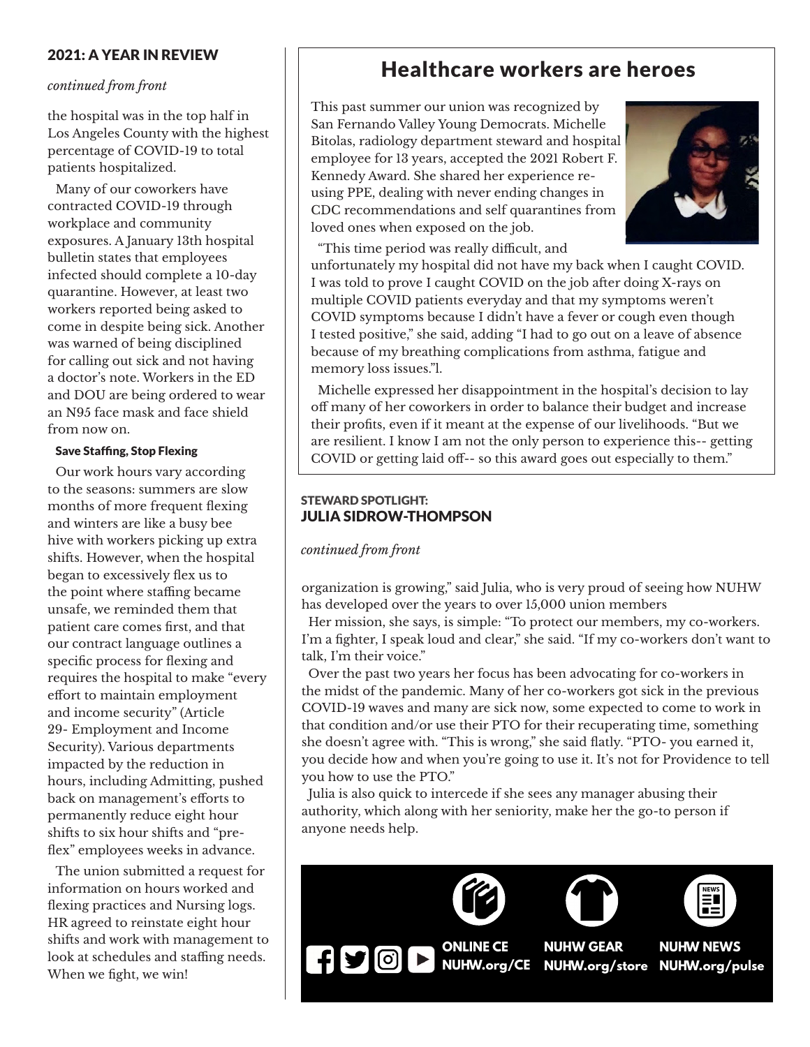## 2021: A YEAR IN REVIEW

*continued from front*

the hospital was in the top half in Los Angeles County with the highest percentage of COVID-19 to total patients hospitalized.

Many of our coworkers have contracted COVID-19 through workplace and community exposures. A January 13th hospital bulletin states that employees infected should complete a 10-day quarantine. However, at least two workers reported being asked to come in despite being sick. Another was warned of being disciplined for calling out sick and not having a doctor's note. Workers in the ED and DOU are being ordered to wear an N95 face mask and face shield from now on.

### Save Staffing, Stop Flexing

Our work hours vary according to the seasons: summers are slow months of more frequent flexing and winters are like a busy bee hive with workers picking up extra shifts. However, when the hospital began to excessively flex us to the point where staffing became unsafe, we reminded them that patient care comes first, and that our contract language outlines a specific process for flexing and requires the hospital to make "every effort to maintain employment and income security" (Article 29- Employment and Income Security). Various departments impacted by the reduction in hours, including Admitting, pushed back on management's efforts to permanently reduce eight hour shifts to six hour shifts and "pre-flex" employees weeks in advance.

The union submitted a request for information on hours worked and flexing practices and Nursing logs. HR agreed to reinstate eight hour shifts and work with management to look at schedules and staffing needs. When we fight, we win!

## Healthcare workers are heroes

This past summer our union was recognized by San Fernando Valley Young Democrats. Michelle Bitolas, radiology department steward and hospital employee for 13 years, accepted the 2021 Robert F. Kennedy Award. She shared her experience re-using PPE, dealing with never ending changes in CDC recommendations and self quarantines from loved ones when exposed on the job.

"This time period was really difficult, and unfortunately my hospital did not have my back when I caught COVID. I was told to prove I caught COVID on the job after doing X-rays on multiple COVID patients everyday and that my symptoms weren't COVID symptoms because I didn't have a fever or cough even though I tested positive," she said, adding "I had to go out on a leave of absence because of my breathing complications from asthma, fatigue and memory loss issues."l.

Michelle expressed her disappointment in the hospital's decision to lay off many of her coworkers in order to balance their budget and increase their profits, even if it meant at the expense of our livelihoods. "But we are resilient. I know I am not the only person to experience this-- getting COVID or getting laid off-- so this award goes out especially to them."

## STEWARD SPOTLIGHT: JULIA SIDROW-THOMPSON

*continued from front*

organization is growing," said Julia, who is very proud of seeing how NUHW has developed over the years to over 15,000 union members

Her mission, she says, is simple: "To protect our members, my co-workers. I'm a fighter, I speak loud and clear," she said. "If my co-workers don't want to talk, I'm their voice."

Over the past two years her focus has been advocating for co-workers in the midst of the pandemic. Many of her co-workers got sick in the previous COVID-19 waves and many are sick now, some expected to come to work in that condition and/or use their PTO for their recuperating time, something she doesn't agree with. "This is wrong," she said flatly. "PTO- you earned it, you decide how and when you're going to use it. It's not for Providence to tell you how to use the PTO."

Julia is also quick to intercede if she sees any manager abusing their authority, which along with her seniority, make her the go-to person if anyone needs help.

**ONLINE CE** NUHW.org/CE

**NUHW GEAR** NUHW.org/store

**NUHW NEWS** NUHW.org/pulse